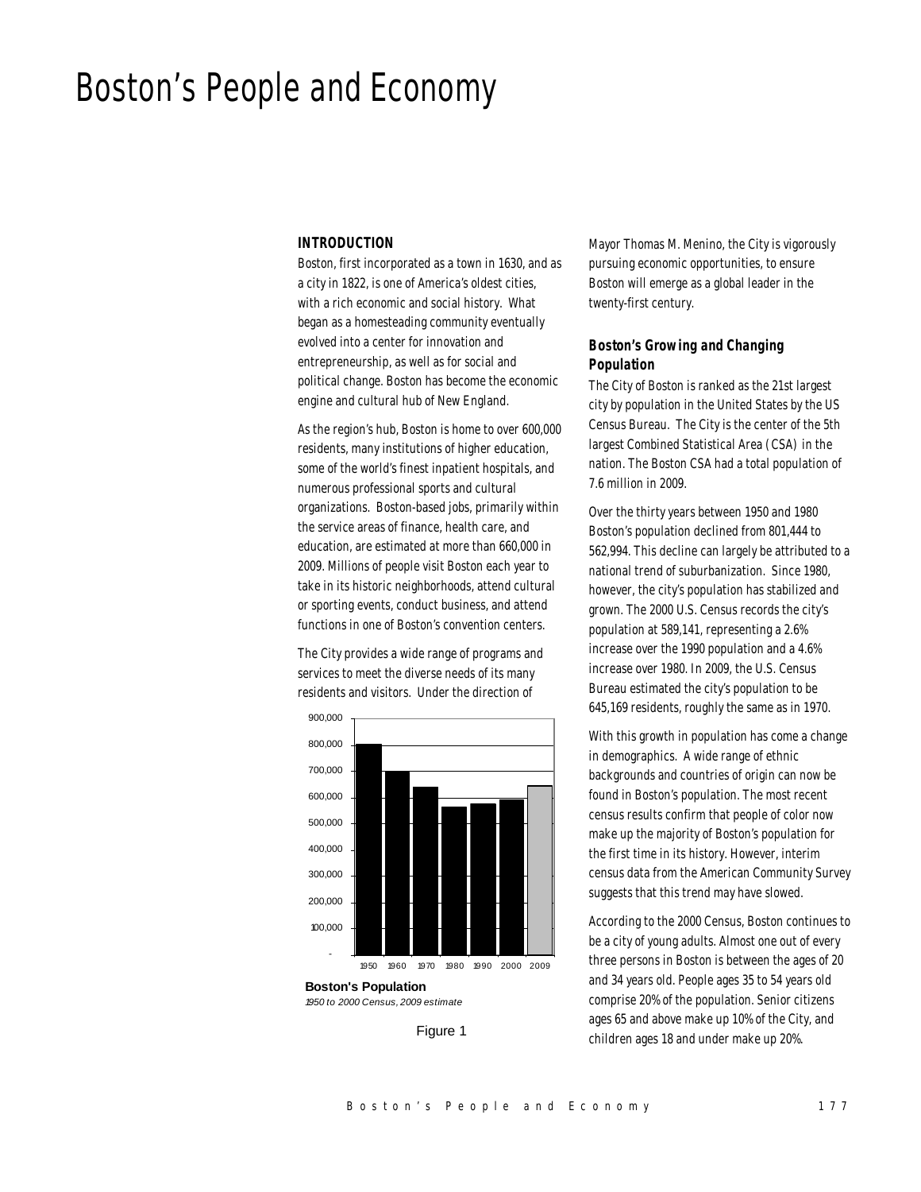# Boston's People and Economy

## INTRODUCTION

Boston, first incorporated as a town in 1630, and as a city in 1822, is one of America's oldest cities, with a rich economic and social history. What began as a homesteading community eventually evolved into a center for innovation and entrepreneurship, as well as for social and political change. Boston has become the economic engine and cultural hub of New England.

As the region's hub, Boston is home to over 600,000 residents, many institutions of higher education, some of the world's finest inpatient hospitals, and numerous professional sports and cultural organizations. Boston-based jobs, primarily within the service areas of finance, health care, and education, are estimated at more than 660,000 in 2009. Millions of people visit Boston each year to take in its historic neighborhoods, attend cultural or sporting events, conduct business, and attend functions in one of Boston's convention centers.

The City provides a wide range of programs and services to meet the diverse needs of its many residents and visitors. Under the direction of Mayor Thomas M. Menino, the City is vigorously pursuing economic opportunities, to ensure Boston will emerge as a global leader in the twenty-first century.

**Boston's Population**
*1950 to 2000 Census, 2009 estimate*

Figure 1

### *Boston's Growing and Changing Population*

The City of Boston is ranked as the 21st largest city by population in the United States by the US Census Bureau. The City is the center of the 5th largest Combined Statistical Area (CSA) in the nation. The Boston CSA had a total population of 7.6 million in 2009.

Over the thirty years between 1950 and 1980 Boston's population declined from 801,444 to 562,994. This decline can largely be attributed to a national trend of suburbanization. Since 1980, however, the city's population has stabilized and grown. The 2000 U.S. Census records the city's population at 589,141, representing a 2.6% increase over the 1990 population and a 4.6% increase over 1980. In 2009, the U.S. Census Bureau estimated the city's population to be 645,169 residents, roughly the same as in 1970.

With this growth in population has come a change in demographics. A wide range of ethnic backgrounds and countries of origin can now be found in Boston's population. The most recent census results confirm that people of color now make up the majority of Boston's population for the first time in its history. However, interim census data from the American Community Survey suggests that this trend may have slowed.

According to the 2000 Census, Boston continues to be a city of young adults. Almost one out of every three persons in Boston is between the ages of 20 and 34 years old. People ages 35 to 54 years old comprise 20% of the population. Senior citizens ages 65 and above make up 10% of the City, and children ages 18 and under make up 20%.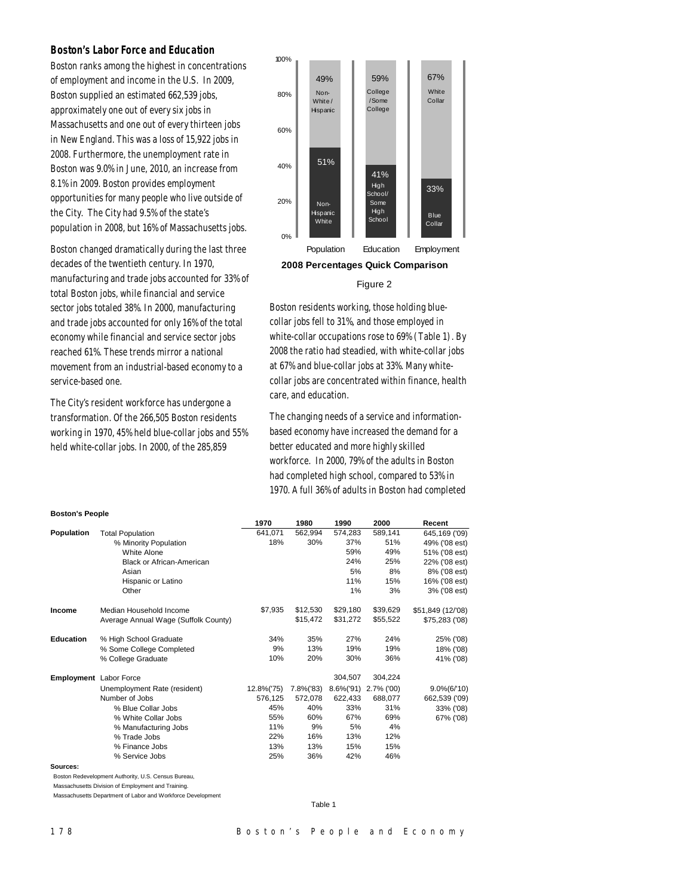### Boston's Labor Force and Education

Boston ranks among the highest in concentrations of employment and income in the U.S. In 2009, Boston supplied an estimated 662,539 jobs, approximately one out of every six jobs in Massachusetts and one out of every thirteen jobs in New England. This was a loss of 15,922 jobs in 2008. Furthermore, the unemployment rate in Boston was 9.0% in June, 2010, an increase from 8.1% in 2009. Boston provides employment opportunities for many people who live outside of the City. The City had 9.5% of the state's population in 2008, but 16% of Massachusetts jobs.

Boston changed dramatically during the last three decades of the twentieth century. In 1970, manufacturing and trade jobs accounted for 33% of total Boston jobs, while financial and service sector jobs totaled 38%. In 2000, manufacturing and trade jobs accounted for only 16% of the total economy while financial and service sector jobs reached 61%. These trends mirror a national movement from an industrial-based economy to a service-based one.

The City's resident workforce has undergone a transformation. Of the 266,505 Boston residents working in 1970, 45% held blue-collar jobs and 55% held white-collar jobs. In 2000, of the 285,859 Boston residents working, those holding blue-collar jobs fell to 31%, and those employed in white-collar occupations rose to 69% (Table 1). By 2008 the ratio had steadied, with white-collar jobs at 67% and blue-collar jobs at 33%. Many white-collar jobs are concentrated within finance, health care, and education.

| | Population | Education | Employment |
|---|---|---|---|
| Upper | 49% Non-White / Hispanic | 59% College / Some College | 67% White Collar |
| Lower | 51% Non-Hispanic White | 41% High School / Some High School | 33% Blue Collar |

**2008 Percentages Quick Comparison**

Figure 2

The changing needs of a service and information-based economy have increased the demand for a better educated and more highly skilled workforce. In 2000, 79% of the adults in Boston had completed high school, compared to 53% in 1970. A full 36% of adults in Boston had completed

**Boston's People**

| | | 1970 | 1980 | 1990 | 2000 | Recent |
|---|---|---|---|---|---|---|
| **Population** | Total Population | 641,071 | 562,994 | 574,283 | 589,141 | 645,169 ('09) |
| | % Minority Population | 18% | 30% | 37% | 51% | 49% ('08 est) |
| | White Alone | | | 59% | 49% | 51% ('08 est) |
| | Black or African-American | | | 24% | 25% | 22% ('08 est) |
| | Asian | | | 5% | 8% | 8% ('08 est) |
| | Hispanic or Latino | | | 11% | 15% | 16% ('08 est) |
| | Other | | | 1% | 3% | 3% ('08 est) |
| **Income** | Median Household Income | $7,935 | $12,530 | $29,180 | $39,629 | $51,849 (12/'08) |
| | Average Annual Wage (Suffolk County) | | $15,472 | $31,272 | $55,522 | $75,283 ('08) |
| **Education** | % High School Graduate | 34% | 35% | 27% | 24% | 25% ('08) |
| | % Some College Completed | 9% | 13% | 19% | 19% | 18% ('08) |
| | % College Graduate | 10% | 20% | 30% | 36% | 41% ('08) |
| **Employment** | Labor Force | | | 304,507 | 304,224 | |
| | Unemployment Rate (resident) | 12.8%('75) | 7.8%('83) | 8.6%('91) | 2.7% ('00) | 9.0%(6/'10) |
| | Number of Jobs | 576,125 | 572,078 | 622,433 | 688,077 | 662,539 ('09) |
| | % Blue Collar Jobs | 45% | 40% | 33% | 31% | 33% ('08) |
| | % White Collar Jobs | 55% | 60% | 67% | 69% | 67% ('08) |
| | % Manufacturing Jobs | 11% | 9% | 5% | 4% | |
| | % Trade Jobs | 22% | 16% | 13% | 12% | |
| | % Finance Jobs | 13% | 13% | 15% | 15% | |
| | % Service Jobs | 25% | 36% | 42% | 46% | |

**Sources:**
Boston Redevelopment Authority, U.S. Census Bureau,
Massachusetts Division of Employment and Training.
Massachusetts Department of Labor and Workforce Development

Table 1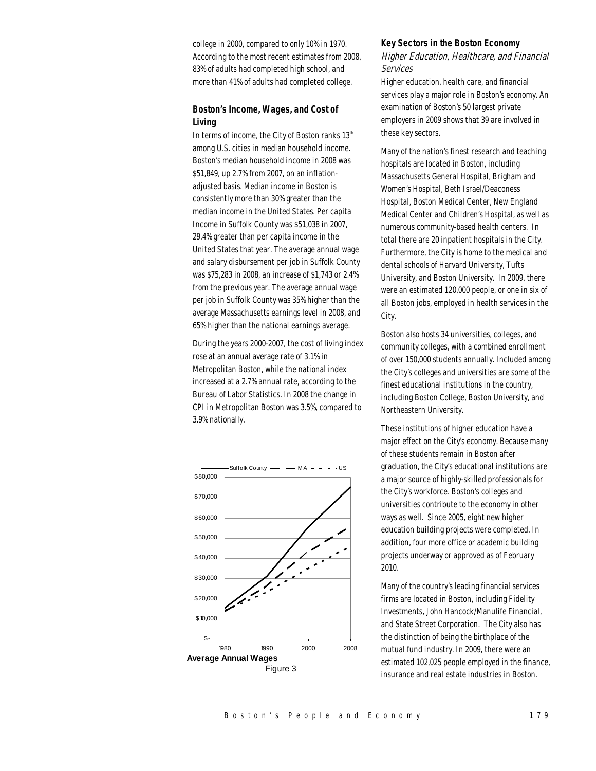college in 2000, compared to only 10% in 1970. According to the most recent estimates from 2008, 83% of adults had completed high school, and more than 41% of adults had completed college.

### Boston's Income, Wages, and Cost of Living

In terms of income, the City of Boston ranks 13th among U.S. cities in median household income. Boston's median household income in 2008 was $51,849, up 2.7% from 2007, on an inflation-adjusted basis. Median income in Boston is consistently more than 30% greater than the median income in the United States. Per capita Income in Suffolk County was $51,038 in 2007, 29.4% greater than per capita income in the United States that year. The average annual wage and salary disbursement per job in Suffolk County was $75,283 in 2008, an increase of $1,743 or 2.4% from the previous year. The average annual wage per job in Suffolk County was 35% higher than the average Massachusetts earnings level in 2008, and 65% higher than the national earnings average.

During the years 2000-2007, the cost of living index rose at an annual average rate of 3.1% in Metropolitan Boston, while the national index increased at a 2.7% annual rate, according to the Bureau of Labor Statistics. In 2008 the change in CPI in Metropolitan Boston was 3.5%, compared to 3.9% nationally.

**Average Annual Wages**

Figure 3

### Key Sectors in the Boston Economy

*Higher Education, Healthcare, and Financial Services*

Higher education, health care, and financial services play a major role in Boston's economy. An examination of Boston's 50 largest private employers in 2009 shows that 39 are involved in these key sectors.

Many of the nation's finest research and teaching hospitals are located in Boston, including Massachusetts General Hospital, Brigham and Women's Hospital, Beth Israel/Deaconess Hospital, Boston Medical Center, New England Medical Center and Children's Hospital, as well as numerous community-based health centers. In total there are 20 inpatient hospitals in the City. Furthermore, the City is home to the medical and dental schools of Harvard University, Tufts University, and Boston University. In 2009, there were an estimated 120,000 people, or one in six of all Boston jobs, employed in health services in the City.

Boston also hosts 34 universities, colleges, and community colleges, with a combined enrollment of over 150,000 students annually. Included among the City's colleges and universities are some of the finest educational institutions in the country, including Boston College, Boston University, and Northeastern University.

These institutions of higher education have a major effect on the City's economy. Because many of these students remain in Boston after graduation, the City's educational institutions are a major source of highly-skilled professionals for the City's workforce. Boston's colleges and universities contribute to the economy in other ways as well. Since 2005, eight new higher education building projects were completed. In addition, four more office or academic building projects underway or approved as of February 2010.

Many of the country's leading financial services firms are located in Boston, including Fidelity Investments, John Hancock/Manulife Financial, and State Street Corporation. The City also has the distinction of being the birthplace of the mutual fund industry. In 2009, there were an estimated 102,025 people employed in the finance, insurance and real estate industries in Boston.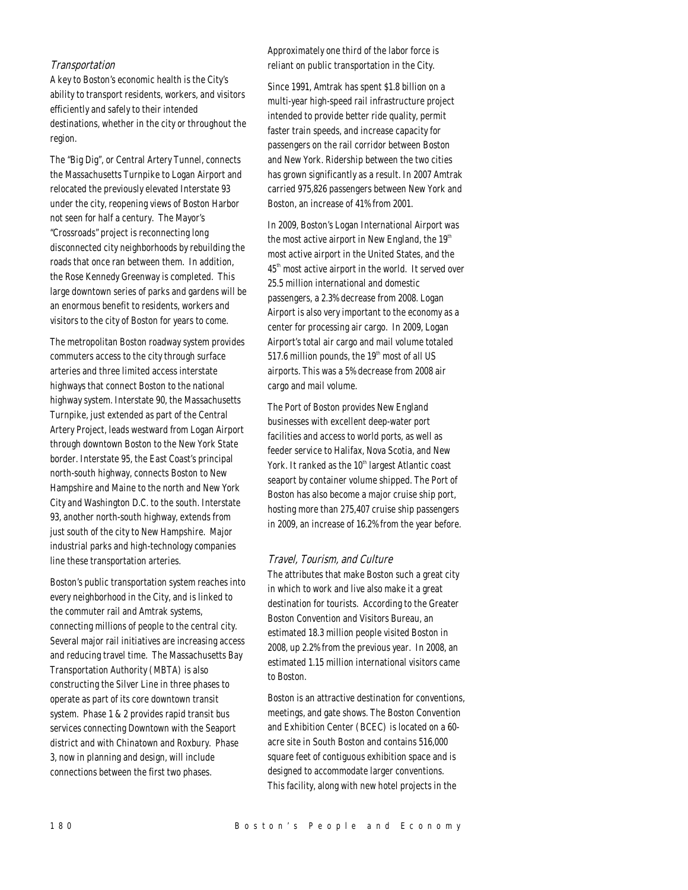### *Transportation*

A key to Boston's economic health is the City's ability to transport residents, workers, and visitors efficiently and safely to their intended destinations, whether in the city or throughout the region.

The "Big Dig", or Central Artery Tunnel, connects the Massachusetts Turnpike to Logan Airport and relocated the previously elevated Interstate 93 under the city, reopening views of Boston Harbor not seen for half a century. The Mayor's "Crossroads" project is reconnecting long disconnected city neighborhoods by rebuilding the roads that once ran between them. In addition, the Rose Kennedy Greenway is completed. This large downtown series of parks and gardens will be an enormous benefit to residents, workers and visitors to the city of Boston for years to come.

The metropolitan Boston roadway system provides commuters access to the city through surface arteries and three limited access interstate highways that connect Boston to the national highway system. Interstate 90, the Massachusetts Turnpike, just extended as part of the Central Artery Project, leads westward from Logan Airport through downtown Boston to the New York State border. Interstate 95, the East Coast's principal north-south highway, connects Boston to New Hampshire and Maine to the north and New York City and Washington D.C. to the south. Interstate 93, another north-south highway, extends from just south of the city to New Hampshire. Major industrial parks and high-technology companies line these transportation arteries.

Boston's public transportation system reaches into every neighborhood in the City, and is linked to the commuter rail and Amtrak systems, connecting millions of people to the central city. Several major rail initiatives are increasing access and reducing travel time. The Massachusetts Bay Transportation Authority (MBTA) is also constructing the Silver Line in three phases to operate as part of its core downtown transit system. Phase 1 & 2 provides rapid transit bus services connecting Downtown with the Seaport district and with Chinatown and Roxbury. Phase 3, now in planning and design, will include connections between the first two phases. Approximately one third of the labor force is reliant on public transportation in the City.

Since 1991, Amtrak has spent $1.8 billion on a multi-year high-speed rail infrastructure project intended to provide better ride quality, permit faster train speeds, and increase capacity for passengers on the rail corridor between Boston and New York. Ridership between the two cities has grown significantly as a result. In 2007 Amtrak carried 975,826 passengers between New York and Boston, an increase of 41% from 2001.

In 2009, Boston's Logan International Airport was the most active airport in New England, the 19th most active airport in the United States, and the 45th most active airport in the world. It served over 25.5 million international and domestic passengers, a 2.3% decrease from 2008. Logan Airport is also very important to the economy as a center for processing air cargo. In 2009, Logan Airport's total air cargo and mail volume totaled 517.6 million pounds, the 19th most of all US airports. This was a 5% decrease from 2008 air cargo and mail volume.

The Port of Boston provides New England businesses with excellent deep-water port facilities and access to world ports, as well as feeder service to Halifax, Nova Scotia, and New York. It ranked as the 10th largest Atlantic coast seaport by container volume shipped. The Port of Boston has also become a major cruise ship port, hosting more than 275,407 cruise ship passengers in 2009, an increase of 16.2% from the year before.

### *Travel, Tourism, and Culture*

The attributes that make Boston such a great city in which to work and live also make it a great destination for tourists. According to the Greater Boston Convention and Visitors Bureau, an estimated 18.3 million people visited Boston in 2008, up 2.2% from the previous year. In 2008, an estimated 1.15 million international visitors came to Boston.

Boston is an attractive destination for conventions, meetings, and gate shows. The Boston Convention and Exhibition Center (BCEC) is located on a 60-acre site in South Boston and contains 516,000 square feet of contiguous exhibition space and is designed to accommodate larger conventions. This facility, along with new hotel projects in the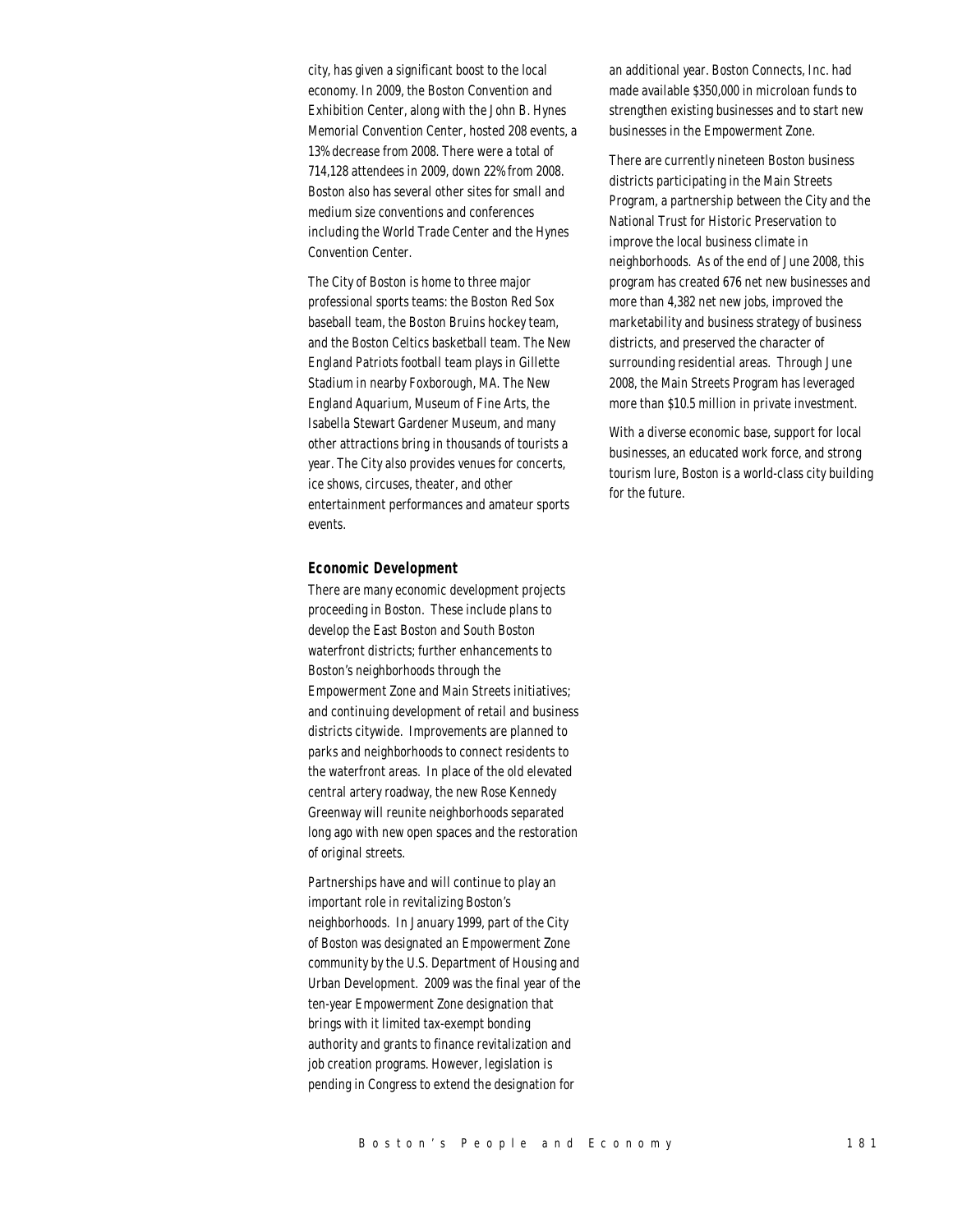city, has given a significant boost to the local economy. In 2009, the Boston Convention and Exhibition Center, along with the John B. Hynes Memorial Convention Center, hosted 208 events, a 13% decrease from 2008. There were a total of 714,128 attendees in 2009, down 22% from 2008. Boston also has several other sites for small and medium size conventions and conferences including the World Trade Center and the Hynes Convention Center.

The City of Boston is home to three major professional sports teams: the Boston Red Sox baseball team, the Boston Bruins hockey team, and the Boston Celtics basketball team. The New England Patriots football team plays in Gillette Stadium in nearby Foxborough, MA. The New England Aquarium, Museum of Fine Arts, the Isabella Stewart Gardener Museum, and many other attractions bring in thousands of tourists a year. The City also provides venues for concerts, ice shows, circuses, theater, and other entertainment performances and amateur sports events.

### Economic Development

There are many economic development projects proceeding in Boston. These include plans to develop the East Boston and South Boston waterfront districts; further enhancements to Boston's neighborhoods through the Empowerment Zone and Main Streets initiatives; and continuing development of retail and business districts citywide. Improvements are planned to parks and neighborhoods to connect residents to the waterfront areas. In place of the old elevated central artery roadway, the new Rose Kennedy Greenway will reunite neighborhoods separated long ago with new open spaces and the restoration of original streets.

Partnerships have and will continue to play an important role in revitalizing Boston's neighborhoods. In January 1999, part of the City of Boston was designated an Empowerment Zone community by the U.S. Department of Housing and Urban Development. 2009 was the final year of the ten-year Empowerment Zone designation that brings with it limited tax-exempt bonding authority and grants to finance revitalization and job creation programs. However, legislation is pending in Congress to extend the designation for an additional year. Boston Connects, Inc. had made available $350,000 in microloan funds to strengthen existing businesses and to start new businesses in the Empowerment Zone.

There are currently nineteen Boston business districts participating in the Main Streets Program, a partnership between the City and the National Trust for Historic Preservation to improve the local business climate in neighborhoods. As of the end of June 2008, this program has created 676 net new businesses and more than 4,382 net new jobs, improved the marketability and business strategy of business districts, and preserved the character of surrounding residential areas. Through June 2008, the Main Streets Program has leveraged more than $10.5 million in private investment.

With a diverse economic base, support for local businesses, an educated work force, and strong tourism lure, Boston is a world-class city building for the future.